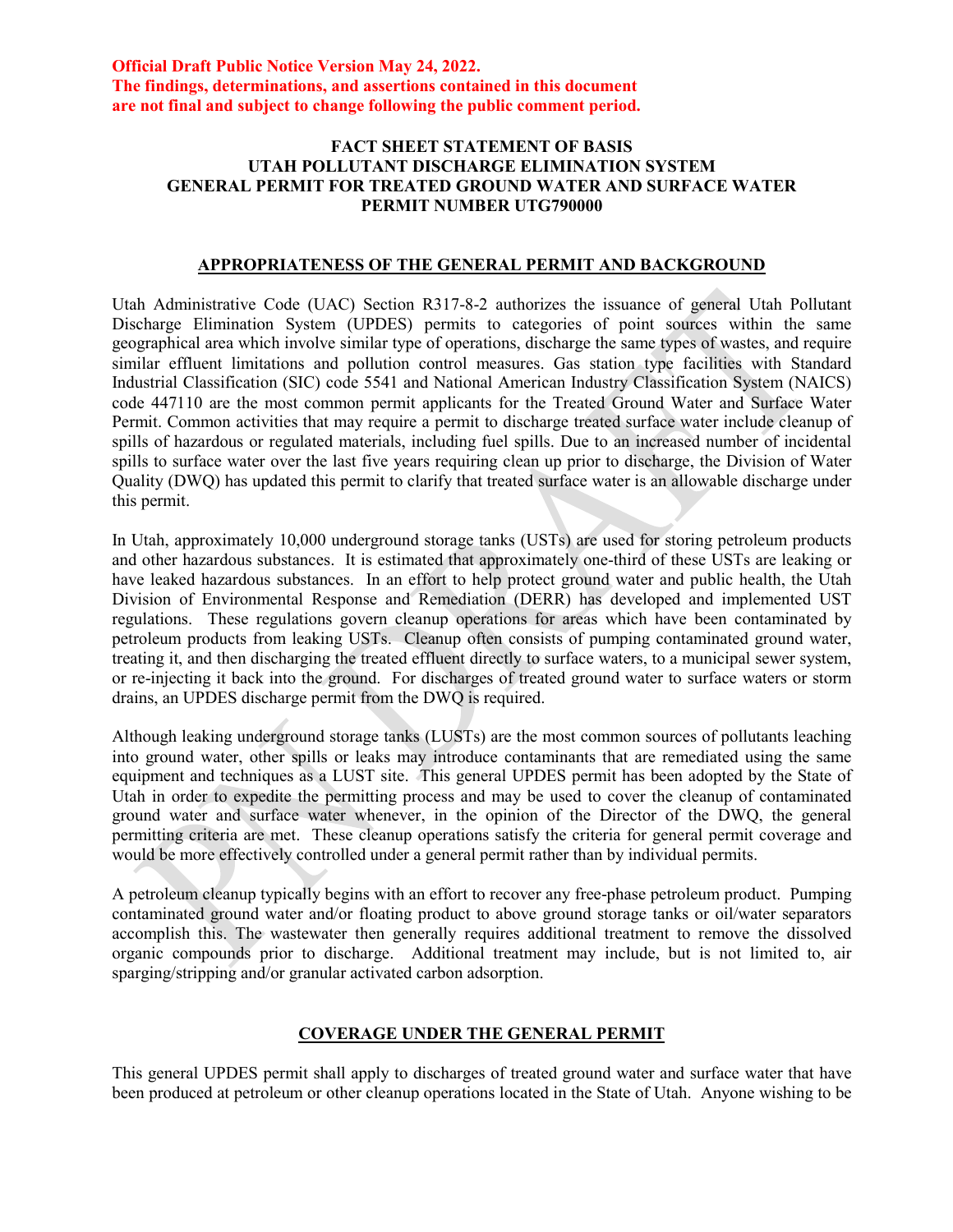**Official Draft Public Notice Version May 24, 2022.**
**The findings, determinations, and assertions contained in this document are not final and subject to change following the public comment period.**

# FACT SHEET STATEMENT OF BASIS
# UTAH POLLUTANT DISCHARGE ELIMINATION SYSTEM
# GENERAL PERMIT FOR TREATED GROUND WATER AND SURFACE WATER
# PERMIT NUMBER UTG790000

## APPROPRIATENESS OF THE GENERAL PERMIT AND BACKGROUND

Utah Administrative Code (UAC) Section R317-8-2 authorizes the issuance of general Utah Pollutant Discharge Elimination System (UPDES) permits to categories of point sources within the same geographical area which involve similar type of operations, discharge the same types of wastes, and require similar effluent limitations and pollution control measures. Gas station type facilities with Standard Industrial Classification (SIC) code 5541 and National American Industry Classification System (NAICS) code 447110 are the most common permit applicants for the Treated Ground Water and Surface Water Permit. Common activities that may require a permit to discharge treated surface water include cleanup of spills of hazardous or regulated materials, including fuel spills. Due to an increased number of incidental spills to surface water over the last five years requiring clean up prior to discharge, the Division of Water Quality (DWQ) has updated this permit to clarify that treated surface water is an allowable discharge under this permit.

In Utah, approximately 10,000 underground storage tanks (USTs) are used for storing petroleum products and other hazardous substances. It is estimated that approximately one-third of these USTs are leaking or have leaked hazardous substances. In an effort to help protect ground water and public health, the Utah Division of Environmental Response and Remediation (DERR) has developed and implemented UST regulations. These regulations govern cleanup operations for areas which have been contaminated by petroleum products from leaking USTs. Cleanup often consists of pumping contaminated ground water, treating it, and then discharging the treated effluent directly to surface waters, to a municipal sewer system, or re-injecting it back into the ground. For discharges of treated ground water to surface waters or storm drains, an UPDES discharge permit from the DWQ is required.

Although leaking underground storage tanks (LUSTs) are the most common sources of pollutants leaching into ground water, other spills or leaks may introduce contaminants that are remediated using the same equipment and techniques as a LUST site. This general UPDES permit has been adopted by the State of Utah in order to expedite the permitting process and may be used to cover the cleanup of contaminated ground water and surface water whenever, in the opinion of the Director of the DWQ, the general permitting criteria are met. These cleanup operations satisfy the criteria for general permit coverage and would be more effectively controlled under a general permit rather than by individual permits.

A petroleum cleanup typically begins with an effort to recover any free-phase petroleum product. Pumping contaminated ground water and/or floating product to above ground storage tanks or oil/water separators accomplish this. The wastewater then generally requires additional treatment to remove the dissolved organic compounds prior to discharge. Additional treatment may include, but is not limited to, air sparging/stripping and/or granular activated carbon adsorption.

## COVERAGE UNDER THE GENERAL PERMIT

This general UPDES permit shall apply to discharges of treated ground water and surface water that have been produced at petroleum or other cleanup operations located in the State of Utah. Anyone wishing to be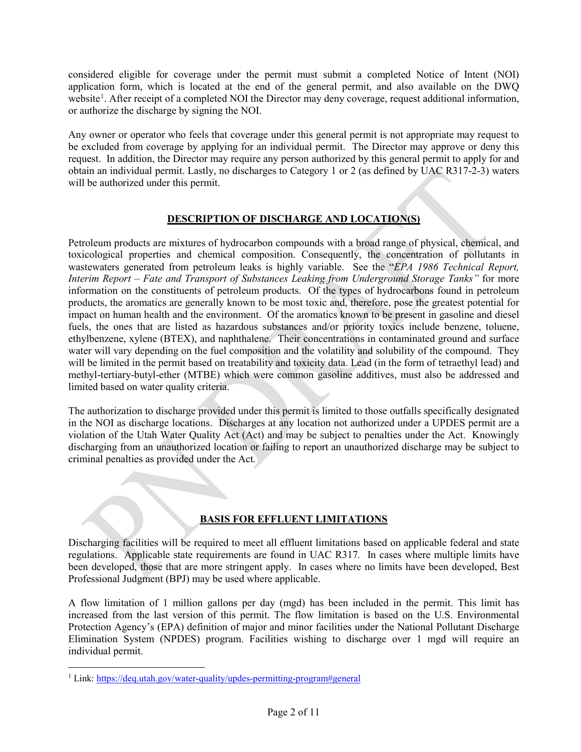considered eligible for coverage under the permit must submit a completed Notice of Intent (NOI) application form, which is located at the end of the general permit, and also available on the DWQ website[1]. After receipt of a completed NOI the Director may deny coverage, request additional information, or authorize the discharge by signing the NOI.

Any owner or operator who feels that coverage under this general permit is not appropriate may request to be excluded from coverage by applying for an individual permit. The Director may approve or deny this request. In addition, the Director may require any person authorized by this general permit to apply for and obtain an individual permit. Lastly, no discharges to Category 1 or 2 (as defined by UAC R317-2-3) waters will be authorized under this permit.

## DESCRIPTION OF DISCHARGE AND LOCATION(S)

Petroleum products are mixtures of hydrocarbon compounds with a broad range of physical, chemical, and toxicological properties and chemical composition. Consequently, the concentration of pollutants in wastewaters generated from petroleum leaks is highly variable. See the "*EPA 1986 Technical Report, Interim Report – Fate and Transport of Substances Leaking from Underground Storage Tanks"* for more information on the constituents of petroleum products. Of the types of hydrocarbons found in petroleum products, the aromatics are generally known to be most toxic and, therefore, pose the greatest potential for impact on human health and the environment. Of the aromatics known to be present in gasoline and diesel fuels, the ones that are listed as hazardous substances and/or priority toxics include benzene, toluene, ethylbenzene, xylene (BTEX), and naphthalene. Their concentrations in contaminated ground and surface water will vary depending on the fuel composition and the volatility and solubility of the compound. They will be limited in the permit based on treatability and toxicity data. Lead (in the form of tetraethyl lead) and methyl-tertiary-butyl-ether (MTBE) which were common gasoline additives, must also be addressed and limited based on water quality criteria.

The authorization to discharge provided under this permit is limited to those outfalls specifically designated in the NOI as discharge locations. Discharges at any location not authorized under a UPDES permit are a violation of the Utah Water Quality Act (Act) and may be subject to penalties under the Act. Knowingly discharging from an unauthorized location or failing to report an unauthorized discharge may be subject to criminal penalties as provided under the Act.

## BASIS FOR EFFLUENT LIMITATIONS

Discharging facilities will be required to meet all effluent limitations based on applicable federal and state regulations. Applicable state requirements are found in UAC R317. In cases where multiple limits have been developed, those that are more stringent apply. In cases where no limits have been developed, Best Professional Judgment (BPJ) may be used where applicable.

A flow limitation of 1 million gallons per day (mgd) has been included in the permit. This limit has increased from the last version of this permit. The flow limitation is based on the U.S. Environmental Protection Agency's (EPA) definition of major and minor facilities under the National Pollutant Discharge Elimination System (NPDES) program. Facilities wishing to discharge over 1 mgd will require an individual permit.

[1] Link: https://deq.utah.gov/water-quality/updes-permitting-program#general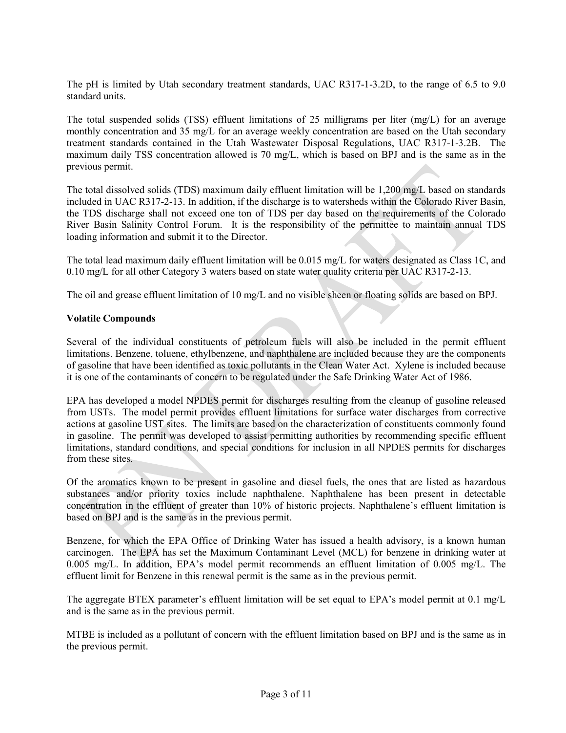The pH is limited by Utah secondary treatment standards, UAC R317-1-3.2D, to the range of 6.5 to 9.0 standard units.

The total suspended solids (TSS) effluent limitations of 25 milligrams per liter (mg/L) for an average monthly concentration and 35 mg/L for an average weekly concentration are based on the Utah secondary treatment standards contained in the Utah Wastewater Disposal Regulations, UAC R317-1-3.2B. The maximum daily TSS concentration allowed is 70 mg/L, which is based on BPJ and is the same as in the previous permit.

The total dissolved solids (TDS) maximum daily effluent limitation will be 1,200 mg/L based on standards included in UAC R317-2-13. In addition, if the discharge is to watersheds within the Colorado River Basin, the TDS discharge shall not exceed one ton of TDS per day based on the requirements of the Colorado River Basin Salinity Control Forum. It is the responsibility of the permittee to maintain annual TDS loading information and submit it to the Director.

The total lead maximum daily effluent limitation will be 0.015 mg/L for waters designated as Class 1C, and 0.10 mg/L for all other Category 3 waters based on state water quality criteria per UAC R317-2-13.

The oil and grease effluent limitation of 10 mg/L and no visible sheen or floating solids are based on BPJ.

**Volatile Compounds**

Several of the individual constituents of petroleum fuels will also be included in the permit effluent limitations. Benzene, toluene, ethylbenzene, and naphthalene are included because they are the components of gasoline that have been identified as toxic pollutants in the Clean Water Act. Xylene is included because it is one of the contaminants of concern to be regulated under the Safe Drinking Water Act of 1986.

EPA has developed a model NPDES permit for discharges resulting from the cleanup of gasoline released from USTs. The model permit provides effluent limitations for surface water discharges from corrective actions at gasoline UST sites. The limits are based on the characterization of constituents commonly found in gasoline. The permit was developed to assist permitting authorities by recommending specific effluent limitations, standard conditions, and special conditions for inclusion in all NPDES permits for discharges from these sites.

Of the aromatics known to be present in gasoline and diesel fuels, the ones that are listed as hazardous substances and/or priority toxics include naphthalene. Naphthalene has been present in detectable concentration in the effluent of greater than 10% of historic projects. Naphthalene's effluent limitation is based on BPJ and is the same as in the previous permit.

Benzene, for which the EPA Office of Drinking Water has issued a health advisory, is a known human carcinogen. The EPA has set the Maximum Contaminant Level (MCL) for benzene in drinking water at 0.005 mg/L. In addition, EPA's model permit recommends an effluent limitation of 0.005 mg/L. The effluent limit for Benzene in this renewal permit is the same as in the previous permit.

The aggregate BTEX parameter's effluent limitation will be set equal to EPA's model permit at 0.1 mg/L and is the same as in the previous permit.

MTBE is included as a pollutant of concern with the effluent limitation based on BPJ and is the same as in the previous permit.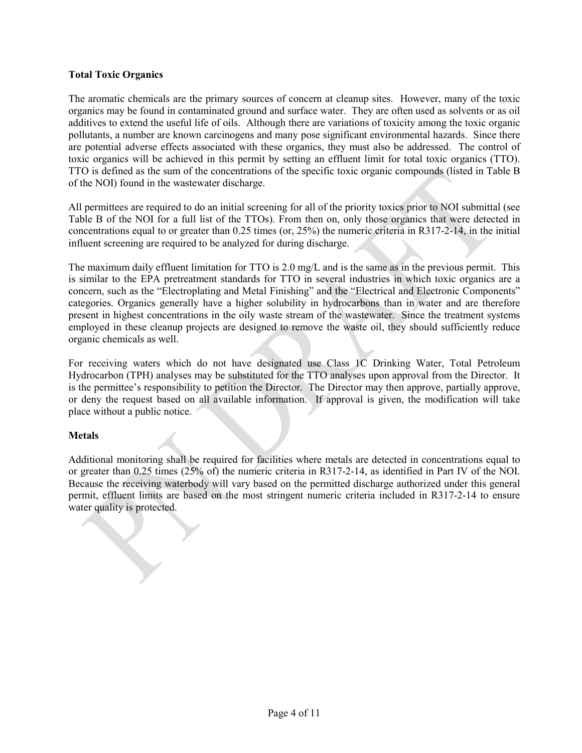**Total Toxic Organics**

The aromatic chemicals are the primary sources of concern at cleanup sites. However, many of the toxic organics may be found in contaminated ground and surface water. They are often used as solvents or as oil additives to extend the useful life of oils. Although there are variations of toxicity among the toxic organic pollutants, a number are known carcinogens and many pose significant environmental hazards. Since there are potential adverse effects associated with these organics, they must also be addressed. The control of toxic organics will be achieved in this permit by setting an effluent limit for total toxic organics (TTO). TTO is defined as the sum of the concentrations of the specific toxic organic compounds (listed in Table B of the NOI) found in the wastewater discharge.

All permittees are required to do an initial screening for all of the priority toxics prior to NOI submittal (see Table B of the NOI for a full list of the TTOs). From then on, only those organics that were detected in concentrations equal to or greater than 0.25 times (or, 25%) the numeric criteria in R317-2-14, in the initial influent screening are required to be analyzed for during discharge.

The maximum daily effluent limitation for TTO is 2.0 mg/L and is the same as in the previous permit. This is similar to the EPA pretreatment standards for TTO in several industries in which toxic organics are a concern, such as the "Electroplating and Metal Finishing" and the "Electrical and Electronic Components" categories. Organics generally have a higher solubility in hydrocarbons than in water and are therefore present in highest concentrations in the oily waste stream of the wastewater. Since the treatment systems employed in these cleanup projects are designed to remove the waste oil, they should sufficiently reduce organic chemicals as well.

For receiving waters which do not have designated use Class 1C Drinking Water, Total Petroleum Hydrocarbon (TPH) analyses may be substituted for the TTO analyses upon approval from the Director. It is the permittee's responsibility to petition the Director. The Director may then approve, partially approve, or deny the request based on all available information. If approval is given, the modification will take place without a public notice.

**Metals**

Additional monitoring shall be required for facilities where metals are detected in concentrations equal to or greater than 0.25 times (25% of) the numeric criteria in R317-2-14, as identified in Part IV of the NOI. Because the receiving waterbody will vary based on the permitted discharge authorized under this general permit, effluent limits are based on the most stringent numeric criteria included in R317-2-14 to ensure water quality is protected.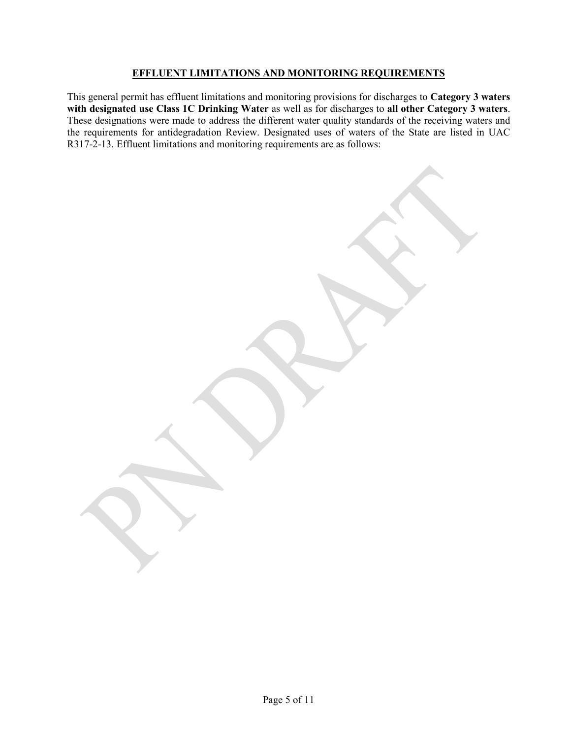## EFFLUENT LIMITATIONS AND MONITORING REQUIREMENTS

This general permit has effluent limitations and monitoring provisions for discharges to **Category 3 waters with designated use Class 1C Drinking Water** as well as for discharges to **all other Category 3 waters**. These designations were made to address the different water quality standards of the receiving waters and the requirements for antidegradation Review. Designated uses of waters of the State are listed in UAC R317-2-13. Effluent limitations and monitoring requirements are as follows: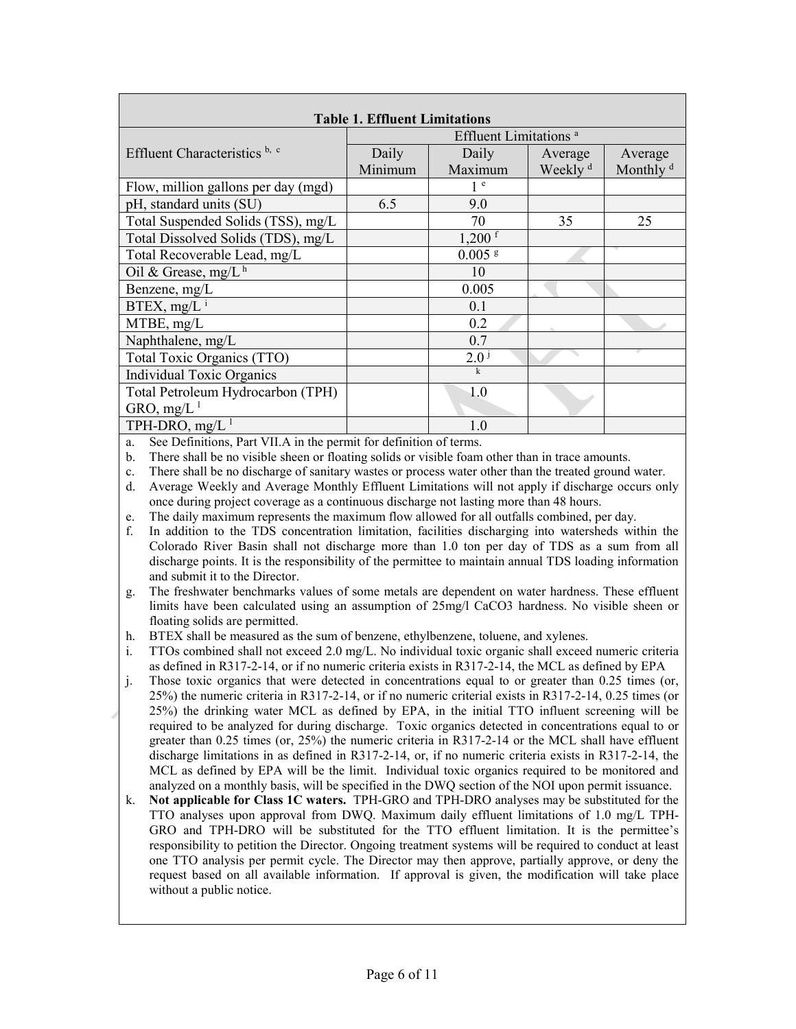**Table 1. Effluent Limitations**

| Effluent Characteristics [b, c] | Effluent Limitations [a] | | | |
|---|---|---|---|---|
| | Daily Minimum | Daily Maximum | Average Weekly [d] | Average Monthly [d] |
| Flow, million gallons per day (mgd) | | 1 [e] | | |
| pH, standard units (SU) | 6.5 | 9.0 | | |
| Total Suspended Solids (TSS), mg/L | | 70 | 35 | 25 |
| Total Dissolved Solids (TDS), mg/L | | 1,200 [f] | | |
| Total Recoverable Lead, mg/L | | 0.005 [g] | | |
| Oil & Grease, mg/L [h] | | 10 | | |
| Benzene, mg/L | | 0.005 | | |
| BTEX, mg/L [i] | | 0.1 | | |
| MTBE, mg/L | | 0.2 | | |
| Naphthalene, mg/L | | 0.7 | | |
| Total Toxic Organics (TTO) | | 2.0 [j] | | |
| Individual Toxic Organics | | [k] | | |
| Total Petroleum Hydrocarbon (TPH) GRO, mg/L [l] | | 1.0 | | |
| TPH-DRO, mg/L [l] | | 1.0 | | |

a. See Definitions, Part VII.A in the permit for definition of terms.

b. There shall be no visible sheen or floating solids or visible foam other than in trace amounts.

c. There shall be no discharge of sanitary wastes or process water other than the treated ground water.

d. Average Weekly and Average Monthly Effluent Limitations will not apply if discharge occurs only once during project coverage as a continuous discharge not lasting more than 48 hours.

e. The daily maximum represents the maximum flow allowed for all outfalls combined, per day.

f. In addition to the TDS concentration limitation, facilities discharging into watersheds within the Colorado River Basin shall not discharge more than 1.0 ton per day of TDS as a sum from all discharge points. It is the responsibility of the permittee to maintain annual TDS loading information and submit it to the Director.

g. The freshwater benchmarks values of some metals are dependent on water hardness. These effluent limits have been calculated using an assumption of 25mg/l $CaCO_3$ hardness. No visible sheen or floating solids are permitted.

h. BTEX shall be measured as the sum of benzene, ethylbenzene, toluene, and xylenes.

i. TTOs combined shall not exceed 2.0 mg/L. No individual toxic organic shall exceed numeric criteria as defined in R317-2-14, or if no numeric criteria exists in R317-2-14, the MCL as defined by EPA

j. Those toxic organics that were detected in concentrations equal to or greater than 0.25 times (or, 25%) the numeric criteria in R317-2-14, or if no numeric criterial exists in R317-2-14, 0.25 times (or 25%) the drinking water MCL as defined by EPA, in the initial TTO influent screening will be required to be analyzed for during discharge. Toxic organics detected in concentrations equal to or greater than 0.25 times (or, 25%) the numeric criteria in R317-2-14 or the MCL shall have effluent discharge limitations in as defined in R317-2-14, or, if no numeric criteria exists in R317-2-14, the MCL as defined by EPA will be the limit. Individual toxic organics required to be monitored and analyzed on a monthly basis, will be specified in the DWQ section of the NOI upon permit issuance.

k. **Not applicable for Class 1C waters.** TPH-GRO and TPH-DRO analyses may be substituted for the TTO analyses upon approval from DWQ. Maximum daily effluent limitations of 1.0 mg/L TPH-GRO and TPH-DRO will be substituted for the TTO effluent limitation. It is the permittee's responsibility to petition the Director. Ongoing treatment systems will be required to conduct at least one TTO analysis per permit cycle. The Director may then approve, partially approve, or deny the request based on all available information. If approval is given, the modification will take place without a public notice.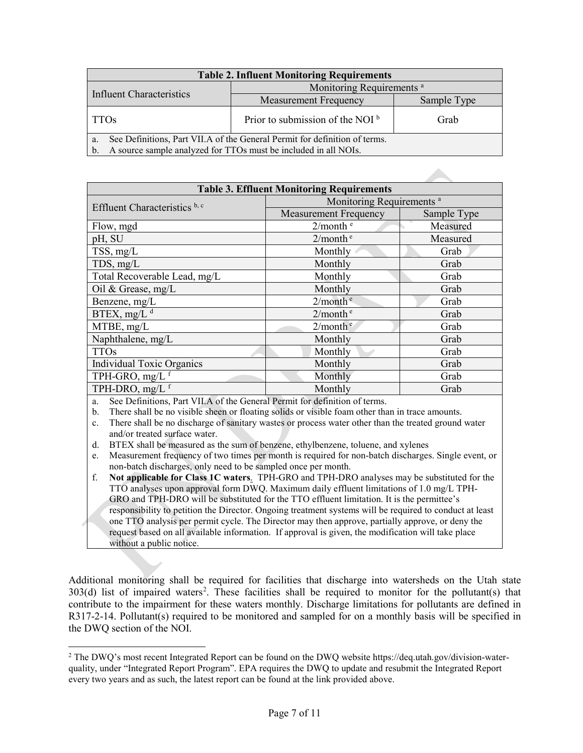| Table 2. Influent Monitoring Requirements | | |
|---|---|---|
| Influent Characteristics | Monitoring Requirements [a] | |
| | Measurement Frequency | Sample Type |
| TTOs | Prior to submission of the NOI [b] | Grab |

a. See Definitions, Part VII.A of the General Permit for definition of terms.
b. A source sample analyzed for TTOs must be included in all NOIs.

| Table 3. Effluent Monitoring Requirements | | |
|---|---|---|
| Effluent Characteristics [b, c] | Monitoring Requirements [a] | |
| | Measurement Frequency | Sample Type |
| Flow, mgd | 2/month [e] | Measured |
| pH, SU | 2/month [e] | Measured |
| TSS, mg/L | Monthly | Grab |
| TDS, mg/L | Monthly | Grab |
| Total Recoverable Lead, mg/L | Monthly | Grab |
| Oil & Grease, mg/L | Monthly | Grab |
| Benzene, mg/L | 2/month [e] | Grab |
| BTEX, mg/L [d] | 2/month [e] | Grab |
| MTBE, mg/L | 2/month [e] | Grab |
| Naphthalene, mg/L | Monthly | Grab |
| TTOs | Monthly | Grab |
| Individual Toxic Organics | Monthly | Grab |
| TPH-GRO, mg/L [f] | Monthly | Grab |
| TPH-DRO, mg/L [f] | Monthly | Grab |

a. See Definitions, Part VII.A of the General Permit for definition of terms.
b. There shall be no visible sheen or floating solids or visible foam other than in trace amounts.
c. There shall be no discharge of sanitary wastes or process water other than the treated ground water and/or treated surface water.
d. BTEX shall be measured as the sum of benzene, ethylbenzene, toluene, and xylenes
e. Measurement frequency of two times per month is required for non-batch discharges. Single event, or non-batch discharges, only need to be sampled once per month.
f. **Not applicable for Class 1C waters**. TPH-GRO and TPH-DRO analyses may be substituted for the TTO analyses upon approval form DWQ. Maximum daily effluent limitations of 1.0 mg/L TPH-GRO and TPH-DRO will be substituted for the TTO effluent limitation. It is the permittee's responsibility to petition the Director. Ongoing treatment systems will be required to conduct at least one TTO analysis per permit cycle. The Director may then approve, partially approve, or deny the request based on all available information. If approval is given, the modification will take place without a public notice.

Additional monitoring shall be required for facilities that discharge into watersheds on the Utah state 303(d) list of impaired waters[2]. These facilities shall be required to monitor for the pollutant(s) that contribute to the impairment for these waters monthly. Discharge limitations for pollutants are defined in R317-2-14. Pollutant(s) required to be monitored and sampled for on a monthly basis will be specified in the DWQ section of the NOI.

[2] The DWQ's most recent Integrated Report can be found on the DWQ website https://deq.utah.gov/division-water-quality, under "Integrated Report Program". EPA requires the DWQ to update and resubmit the Integrated Report every two years and as such, the latest report can be found at the link provided above.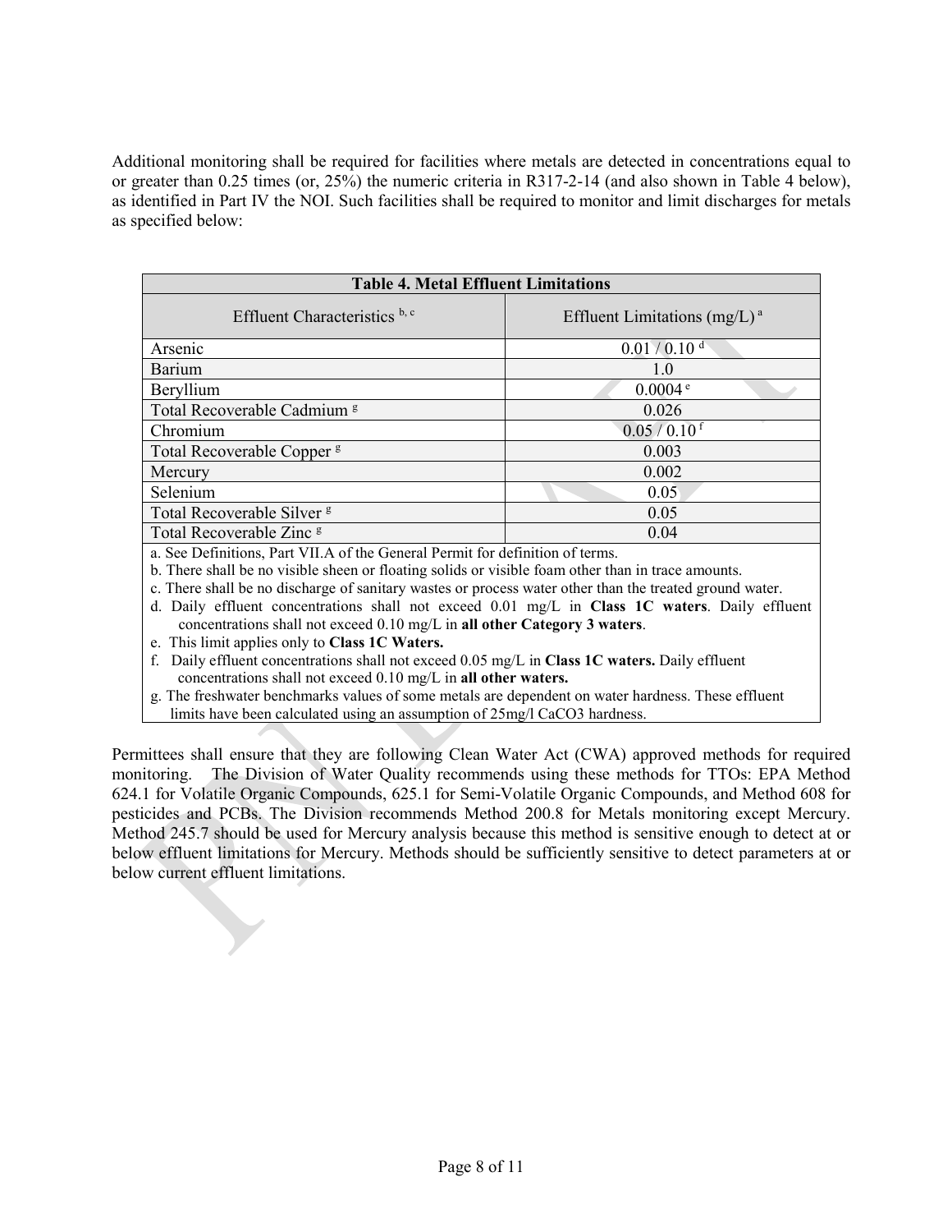Additional monitoring shall be required for facilities where metals are detected in concentrations equal to or greater than 0.25 times (or, 25%) the numeric criteria in R317-2-14 (and also shown in Table 4 below), as identified in Part IV the NOI. Such facilities shall be required to monitor and limit discharges for metals as specified below:

**Table 4. Metal Effluent Limitations**

| Effluent Characteristics [b, c] | Effluent Limitations (mg/L) [a] |
|---|---|
| Arsenic | 0.01 / 0.10 [d] |
| Barium | 1.0 |
| Beryllium | 0.0004 [e] |
| Total Recoverable Cadmium [g] | 0.026 |
| Chromium | 0.05 / 0.10 [f] |
| Total Recoverable Copper [g] | 0.003 |
| Mercury | 0.002 |
| Selenium | 0.05 |
| Total Recoverable Silver [g] | 0.05 |
| Total Recoverable Zinc [g] | 0.04 |

a. See Definitions, Part VII.A of the General Permit for definition of terms.
b. There shall be no visible sheen or floating solids or visible foam other than in trace amounts.
c. There shall be no discharge of sanitary wastes or process water other than the treated ground water.
d. Daily effluent concentrations shall not exceed 0.01 mg/L in **Class 1C waters**. Daily effluent concentrations shall not exceed 0.10 mg/L in **all other Category 3 waters**.
e. This limit applies only to **Class 1C Waters.**
f. Daily effluent concentrations shall not exceed 0.05 mg/L in **Class 1C waters.** Daily effluent concentrations shall not exceed 0.10 mg/L in **all other waters.**
g. The freshwater benchmarks values of some metals are dependent on water hardness. These effluent limits have been calculated using an assumption of 25mg/l $CaCO_3$ hardness.

Permittees shall ensure that they are following Clean Water Act (CWA) approved methods for required monitoring. The Division of Water Quality recommends using these methods for TTOs: EPA Method 624.1 for Volatile Organic Compounds, 625.1 for Semi-Volatile Organic Compounds, and Method 608 for pesticides and PCBs. The Division recommends Method 200.8 for Metals monitoring except Mercury. Method 245.7 should be used for Mercury analysis because this method is sensitive enough to detect at or below effluent limitations for Mercury. Methods should be sufficiently sensitive to detect parameters at or below current effluent limitations.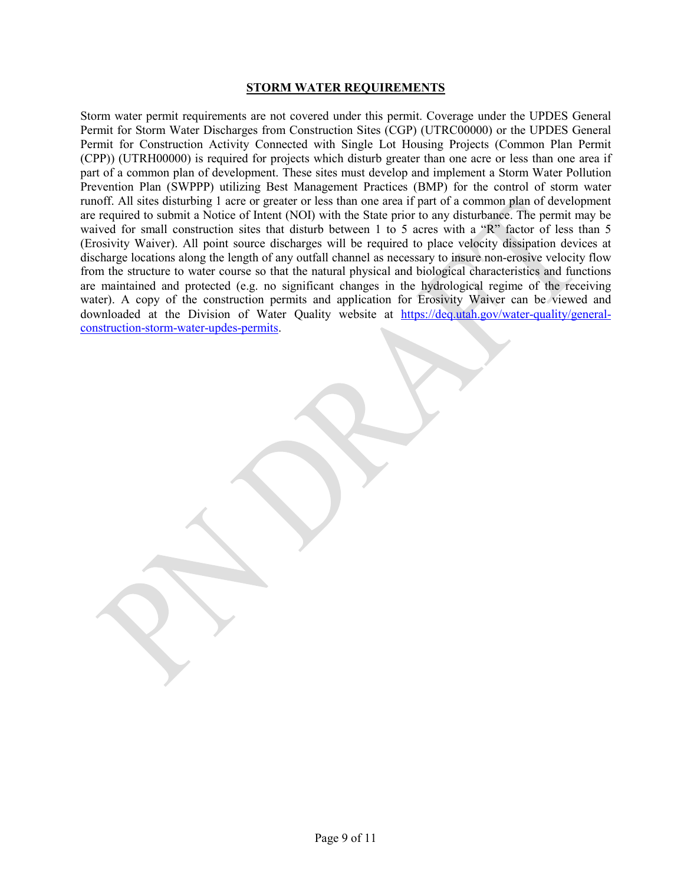## STORM WATER REQUIREMENTS

Storm water permit requirements are not covered under this permit. Coverage under the UPDES General Permit for Storm Water Discharges from Construction Sites (CGP) (UTRC00000) or the UPDES General Permit for Construction Activity Connected with Single Lot Housing Projects (Common Plan Permit (CPP)) (UTRH00000) is required for projects which disturb greater than one acre or less than one area if part of a common plan of development. These sites must develop and implement a Storm Water Pollution Prevention Plan (SWPPP) utilizing Best Management Practices (BMP) for the control of storm water runoff. All sites disturbing 1 acre or greater or less than one area if part of a common plan of development are required to submit a Notice of Intent (NOI) with the State prior to any disturbance. The permit may be waived for small construction sites that disturb between 1 to 5 acres with a "R" factor of less than 5 (Erosivity Waiver). All point source discharges will be required to place velocity dissipation devices at discharge locations along the length of any outfall channel as necessary to insure non-erosive velocity flow from the structure to water course so that the natural physical and biological characteristics and functions are maintained and protected (e.g. no significant changes in the hydrological regime of the receiving water). A copy of the construction permits and application for Erosivity Waiver can be viewed and downloaded at the Division of Water Quality website at [https://deq.utah.gov/water-quality/general-construction-storm-water-updes-permits](https://deq.utah.gov/water-quality/general-construction-storm-water-updes-permits).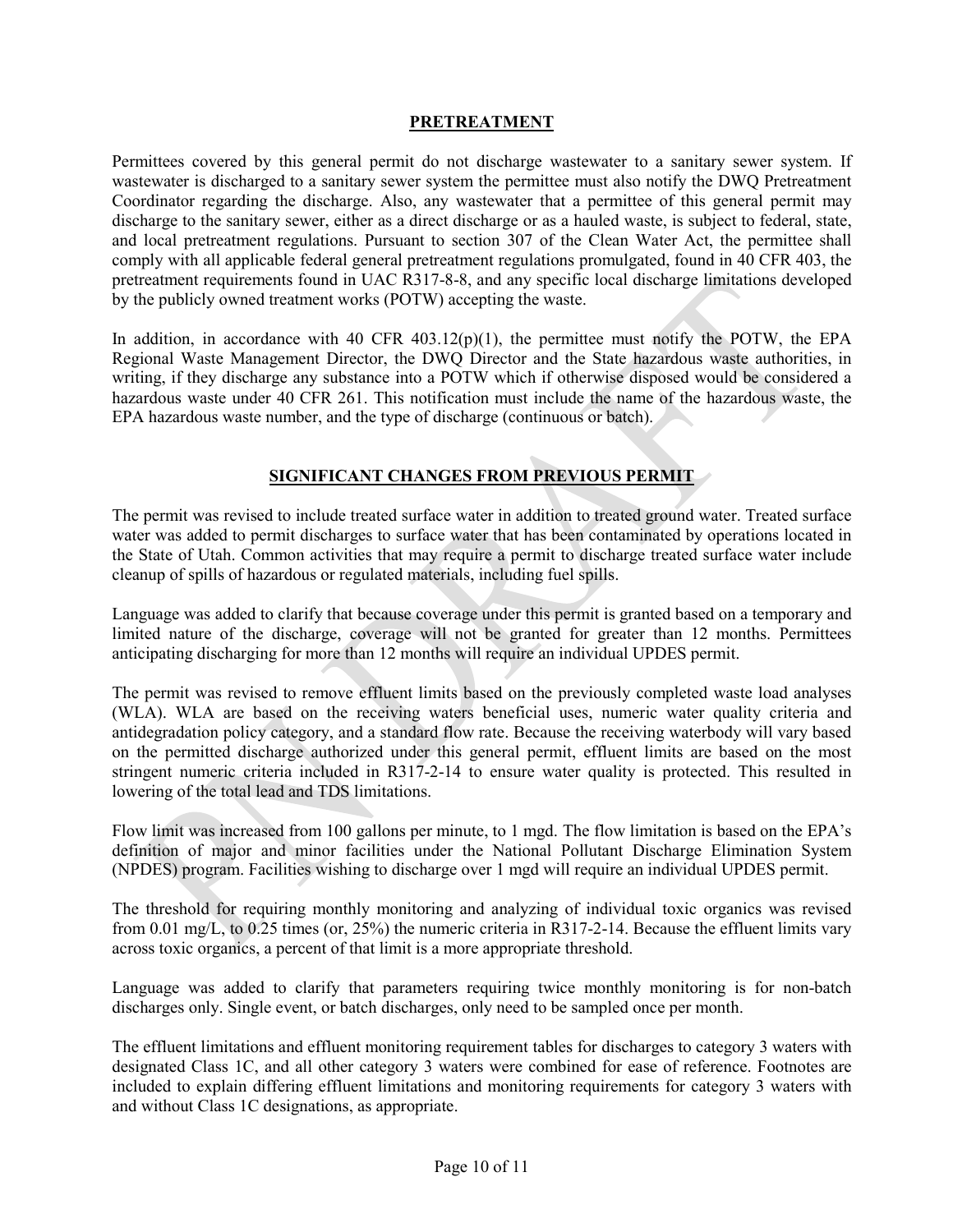## PRETREATMENT

Permittees covered by this general permit do not discharge wastewater to a sanitary sewer system. If wastewater is discharged to a sanitary sewer system the permittee must also notify the DWQ Pretreatment Coordinator regarding the discharge. Also, any wastewater that a permittee of this general permit may discharge to the sanitary sewer, either as a direct discharge or as a hauled waste, is subject to federal, state, and local pretreatment regulations. Pursuant to section 307 of the Clean Water Act, the permittee shall comply with all applicable federal general pretreatment regulations promulgated, found in 40 CFR 403, the pretreatment requirements found in UAC R317-8-8, and any specific local discharge limitations developed by the publicly owned treatment works (POTW) accepting the waste.

In addition, in accordance with 40 CFR 403.12(p)(1), the permittee must notify the POTW, the EPA Regional Waste Management Director, the DWQ Director and the State hazardous waste authorities, in writing, if they discharge any substance into a POTW which if otherwise disposed would be considered a hazardous waste under 40 CFR 261. This notification must include the name of the hazardous waste, the EPA hazardous waste number, and the type of discharge (continuous or batch).

## SIGNIFICANT CHANGES FROM PREVIOUS PERMIT

The permit was revised to include treated surface water in addition to treated ground water. Treated surface water was added to permit discharges to surface water that has been contaminated by operations located in the State of Utah. Common activities that may require a permit to discharge treated surface water include cleanup of spills of hazardous or regulated materials, including fuel spills.

Language was added to clarify that because coverage under this permit is granted based on a temporary and limited nature of the discharge, coverage will not be granted for greater than 12 months. Permittees anticipating discharging for more than 12 months will require an individual UPDES permit.

The permit was revised to remove effluent limits based on the previously completed waste load analyses (WLA). WLA are based on the receiving waters beneficial uses, numeric water quality criteria and antidegradation policy category, and a standard flow rate. Because the receiving waterbody will vary based on the permitted discharge authorized under this general permit, effluent limits are based on the most stringent numeric criteria included in R317-2-14 to ensure water quality is protected. This resulted in lowering of the total lead and TDS limitations.

Flow limit was increased from 100 gallons per minute, to 1 mgd. The flow limitation is based on the EPA's definition of major and minor facilities under the National Pollutant Discharge Elimination System (NPDES) program. Facilities wishing to discharge over 1 mgd will require an individual UPDES permit.

The threshold for requiring monthly monitoring and analyzing of individual toxic organics was revised from 0.01 mg/L, to 0.25 times (or, 25%) the numeric criteria in R317-2-14. Because the effluent limits vary across toxic organics, a percent of that limit is a more appropriate threshold.

Language was added to clarify that parameters requiring twice monthly monitoring is for non-batch discharges only. Single event, or batch discharges, only need to be sampled once per month.

The effluent limitations and effluent monitoring requirement tables for discharges to category 3 waters with designated Class 1C, and all other category 3 waters were combined for ease of reference. Footnotes are included to explain differing effluent limitations and monitoring requirements for category 3 waters with and without Class 1C designations, as appropriate.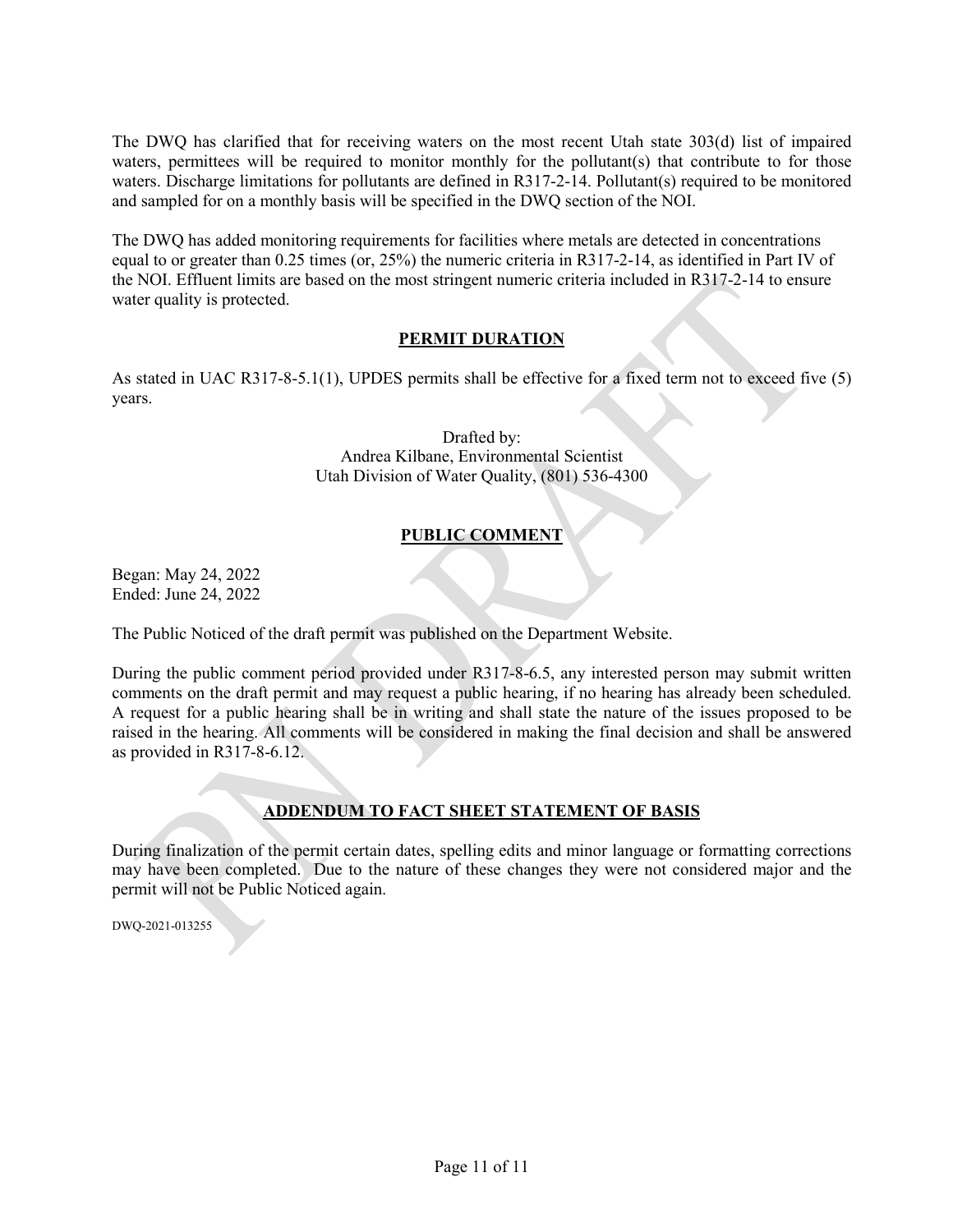The DWQ has clarified that for receiving waters on the most recent Utah state 303(d) list of impaired waters, permittees will be required to monitor monthly for the pollutant(s) that contribute to for those waters. Discharge limitations for pollutants are defined in R317-2-14. Pollutant(s) required to be monitored and sampled for on a monthly basis will be specified in the DWQ section of the NOI.

The DWQ has added monitoring requirements for facilities where metals are detected in concentrations equal to or greater than 0.25 times (or, 25%) the numeric criteria in R317-2-14, as identified in Part IV of the NOI. Effluent limits are based on the most stringent numeric criteria included in R317-2-14 to ensure water quality is protected.

## PERMIT DURATION

As stated in UAC R317-8-5.1(1), UPDES permits shall be effective for a fixed term not to exceed five (5) years.

Drafted by:
Andrea Kilbane, Environmental Scientist
Utah Division of Water Quality, (801) 536-4300

## PUBLIC COMMENT

Began: May 24, 2022
Ended: June 24, 2022

The Public Noticed of the draft permit was published on the Department Website.

During the public comment period provided under R317-8-6.5, any interested person may submit written comments on the draft permit and may request a public hearing, if no hearing has already been scheduled. A request for a public hearing shall be in writing and shall state the nature of the issues proposed to be raised in the hearing. All comments will be considered in making the final decision and shall be answered as provided in R317-8-6.12.

## ADDENDUM TO FACT SHEET STATEMENT OF BASIS

During finalization of the permit certain dates, spelling edits and minor language or formatting corrections may have been completed. Due to the nature of these changes they were not considered major and the permit will not be Public Noticed again.

DWQ-2021-013255